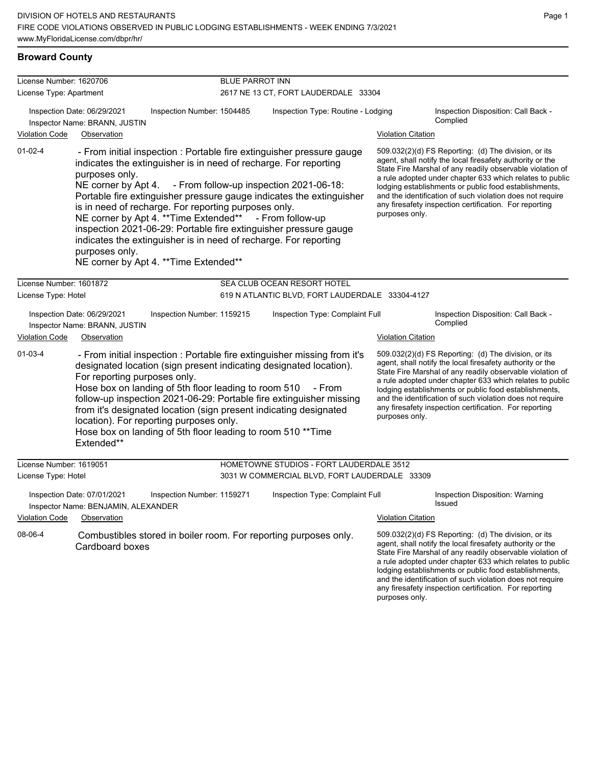DIVISION OF HOTELS AND RESTAURANTS
FIRE CODE VIOLATIONS OBSERVED IN PUBLIC LODGING ESTABLISHMENTS - WEEK ENDING 7/3/2021
www.MyFloridaLicense.com/dbpr/hr/

## Broward County

**License Number:** 1620706 — **BLUE PARROT INN**
**License Type:** Apartment — 2617 NE 13 CT, FORT LAUDERDALE 33304

Inspection Date: 06/29/2021 | Inspection Number: 1504485 | Inspection Type: Routine - Lodging | Inspection Disposition: Call Back - Complied
Inspector Name: BRANN, JUSTIN

| Violation Code | Observation | Violation Citation |
|---|---|---|
| 01-02-4 | - From initial inspection : Portable fire extinguisher pressure gauge indicates the extinguisher is in need of recharge. For reporting purposes only. NE corner by Apt 4. - From follow-up inspection 2021-06-18: Portable fire extinguisher pressure gauge indicates the extinguisher is in need of recharge. For reporting purposes only. NE corner by Apt 4. **Time Extended** - From follow-up inspection 2021-06-29: Portable fire extinguisher pressure gauge indicates the extinguisher is in need of recharge. For reporting purposes only. NE corner by Apt 4. **Time Extended** | 509.032(2)(d) FS Reporting: (d) The division, or its agent, shall notify the local firesafety authority or the State Fire Marshal of any readily observable violation of a rule adopted under chapter 633 which relates to public lodging establishments or public food establishments, and the identification of such violation does not require any firesafety inspection certification. For reporting purposes only. |

**License Number:** 1601872 — **SEA CLUB OCEAN RESORT HOTEL**
**License Type:** Hotel — 619 N ATLANTIC BLVD, FORT LAUDERDALE 33304-4127

Inspection Date: 06/29/2021 | Inspection Number: 1159215 | Inspection Type: Complaint Full | Inspection Disposition: Call Back - Complied
Inspector Name: BRANN, JUSTIN

| Violation Code | Observation | Violation Citation |
|---|---|---|
| 01-03-4 | - From initial inspection : Portable fire extinguisher missing from it's designated location (sign present indicating designated location). For reporting purposes only. Hose box on landing of 5th floor leading to room 510 - From follow-up inspection 2021-06-29: Portable fire extinguisher missing from it's designated location (sign present indicating designated location). For reporting purposes only. Hose box on landing of 5th floor leading to room 510 **Time Extended** | 509.032(2)(d) FS Reporting: (d) The division, or its agent, shall notify the local firesafety authority or the State Fire Marshal of any readily observable violation of a rule adopted under chapter 633 which relates to public lodging establishments or public food establishments, and the identification of such violation does not require any firesafety inspection certification. For reporting purposes only. |

**License Number:** 1619051 — **HOMETOWNE STUDIOS - FORT LAUDERDALE 3512**
**License Type:** Hotel — 3031 W COMMERCIAL BLVD, FORT LAUDERDALE 33309

Inspection Date: 07/01/2021 | Inspection Number: 1159271 | Inspection Type: Complaint Full | Inspection Disposition: Warning Issued
Inspector Name: BENJAMIN, ALEXANDER

| Violation Code | Observation | Violation Citation |
|---|---|---|
| 08-06-4 | Combustibles stored in boiler room. For reporting purposes only. Cardboard boxes | 509.032(2)(d) FS Reporting: (d) The division, or its agent, shall notify the local firesafety authority or the State Fire Marshal of any readily observable violation of a rule adopted under chapter 633 which relates to public lodging establishments or public food establishments, and the identification of such violation does not require any firesafety inspection certification. For reporting purposes only. |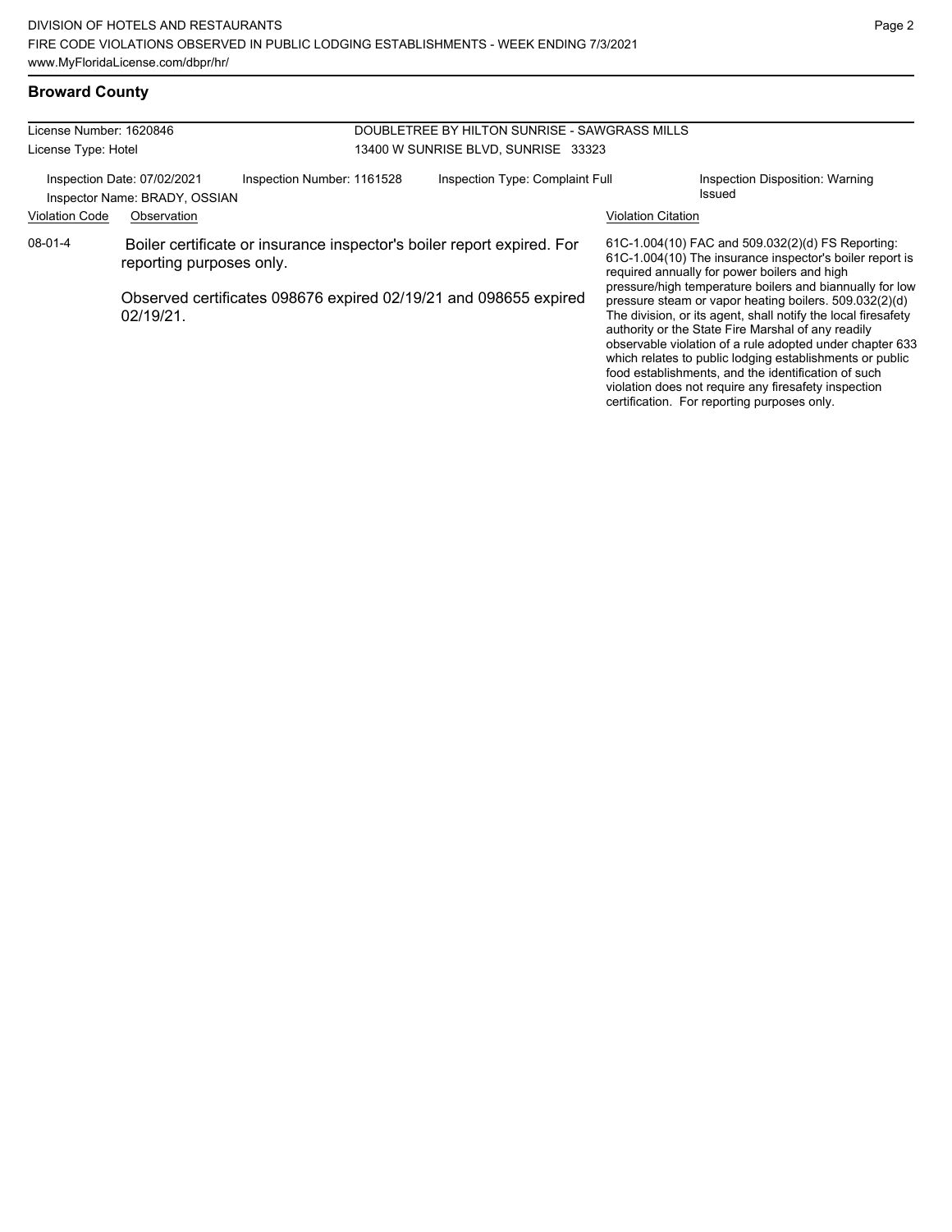## Broward County

| License Number: 1620846 | DOUBLETREE BY HILTON SUNRISE - SAWGRASS MILLS |
|---|---|
| License Type: Hotel | 13400 W SUNRISE BLVD, SUNRISE 33323 |

Inspection Date: 07/02/2021 | Inspection Number: 1161528 | Inspection Type: Complaint Full | Inspection Disposition: Warning Issued

Inspector Name: BRADY, OSSIAN

| Violation Code | Observation | Violation Citation |
|---|---|---|
| 08-01-4 | Boiler certificate or insurance inspector's boiler report expired. For reporting purposes only.<br><br>Observed certificates 098676 expired 02/19/21 and 098655 expired 02/19/21. | 61C-1.004(10) FAC and 509.032(2)(d) FS Reporting: 61C-1.004(10) The insurance inspector's boiler report is required annually for power boilers and high pressure/high temperature boilers and biannually for low pressure steam or vapor heating boilers. 509.032(2)(d) The division, or its agent, shall notify the local firesafety authority or the State Fire Marshal of any readily observable violation of a rule adopted under chapter 633 which relates to public lodging establishments or public food establishments, and the identification of such violation does not require any firesafety inspection certification. For reporting purposes only. |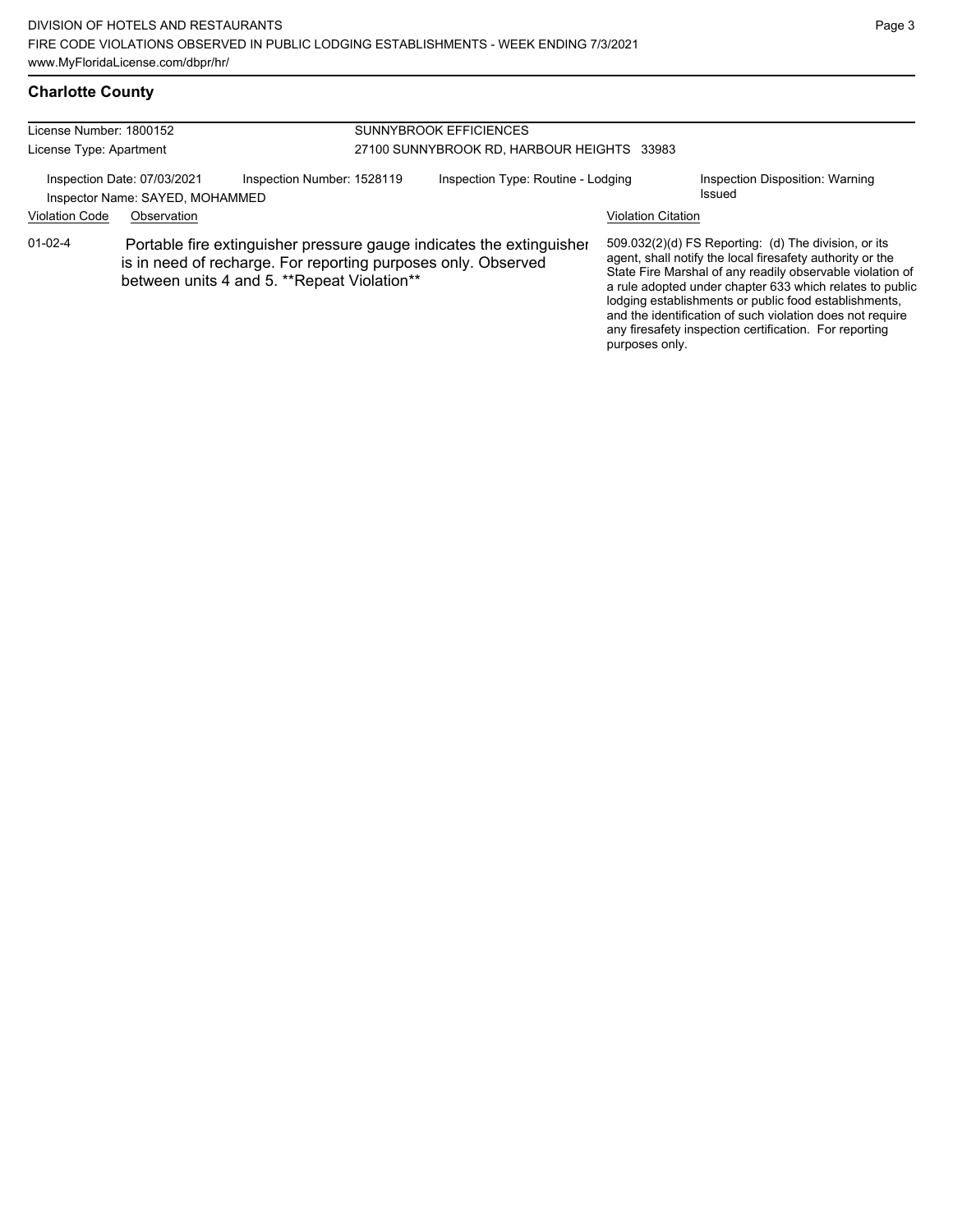## Charlotte County

License Number: 1800152
License Type: Apartment

SUNNYBROOK EFFICIENCIES
27100 SUNNYBROOK RD, HARBOUR HEIGHTS 33983

Inspection Date: 07/03/2021
Inspector Name: SAYED, MOHAMMED
Inspection Number: 1528119
Inspection Type: Routine - Lodging
Inspection Disposition: Warning Issued

| Violation Code | Observation | Violation Citation |
| --- | --- | --- |
| 01-02-4 | Portable fire extinguisher pressure gauge indicates the extinguisher is in need of recharge. For reporting purposes only. Observed between units 4 and 5. **Repeat Violation** | 509.032(2)(d) FS Reporting: (d) The division, or its agent, shall notify the local firesafety authority or the State Fire Marshal of any readily observable violation of a rule adopted under chapter 633 which relates to public lodging establishments or public food establishments, and the identification of such violation does not require any firesafety inspection certification. For reporting purposes only. |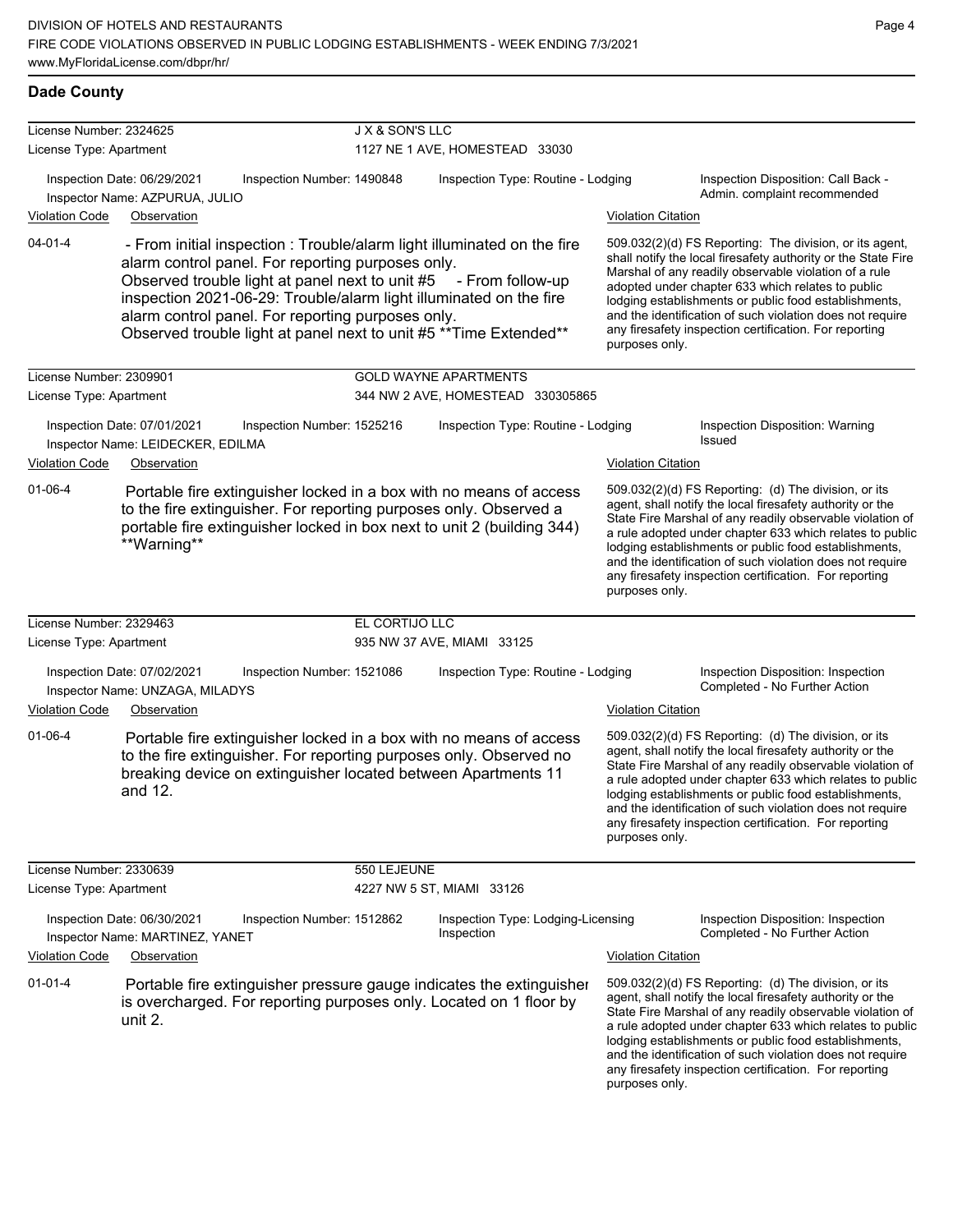## Dade County

**License Number:** 2324625 — **J X & SON'S LLC**
**License Type:** Apartment — 1127 NE 1 AVE, HOMESTEAD 33030

**Inspection Date:** 06/29/2021 | **Inspection Number:** 1490848 | **Inspection Type:** Routine - Lodging | **Inspection Disposition:** Call Back - Admin. complaint recommended
**Inspector Name:** AZPURUA, JULIO

| Violation Code | Observation | Violation Citation |
|---|---|---|
| 04-01-4 | - From initial inspection : Trouble/alarm light illuminated on the fire alarm control panel. For reporting purposes only. Observed trouble light at panel next to unit #5 - From follow-up inspection 2021-06-29: Trouble/alarm light illuminated on the fire alarm control panel. For reporting purposes only. Observed trouble light at panel next to unit #5 **Time Extended** | 509.032(2)(d) FS Reporting: The division, or its agent, shall notify the local firesafety authority or the State Fire Marshal of any readily observable violation of a rule adopted under chapter 633 which relates to public lodging establishments or public food establishments, and the identification of such violation does not require any firesafety inspection certification. For reporting purposes only. |

**License Number:** 2309901 — **GOLD WAYNE APARTMENTS**
**License Type:** Apartment — 344 NW 2 AVE, HOMESTEAD 330305865

**Inspection Date:** 07/01/2021 | **Inspection Number:** 1525216 | **Inspection Type:** Routine - Lodging | **Inspection Disposition:** Warning Issued
**Inspector Name:** LEIDECKER, EDILMA

| Violation Code | Observation | Violation Citation |
|---|---|---|
| 01-06-4 | Portable fire extinguisher locked in a box with no means of access to the fire extinguisher. For reporting purposes only. Observed a portable fire extinguisher locked in box next to unit 2 (building 344) **Warning** | 509.032(2)(d) FS Reporting: (d) The division, or its agent, shall notify the local firesafety authority or the State Fire Marshal of any readily observable violation of a rule adopted under chapter 633 which relates to public lodging establishments or public food establishments, and the identification of such violation does not require any firesafety inspection certification. For reporting purposes only. |

**License Number:** 2329463 — **EL CORTIJO LLC**
**License Type:** Apartment — 935 NW 37 AVE, MIAMI 33125

**Inspection Date:** 07/02/2021 | **Inspection Number:** 1521086 | **Inspection Type:** Routine - Lodging | **Inspection Disposition:** Inspection Completed - No Further Action
**Inspector Name:** UNZAGA, MILADYS

| Violation Code | Observation | Violation Citation |
|---|---|---|
| 01-06-4 | Portable fire extinguisher locked in a box with no means of access to the fire extinguisher. For reporting purposes only. Observed no breaking device on extinguisher located between Apartments 11 and 12. | 509.032(2)(d) FS Reporting: (d) The division, or its agent, shall notify the local firesafety authority or the State Fire Marshal of any readily observable violation of a rule adopted under chapter 633 which relates to public lodging establishments or public food establishments, and the identification of such violation does not require any firesafety inspection certification. For reporting purposes only. |

**License Number:** 2330639 — **550 LEJEUNE**
**License Type:** Apartment — 4227 NW 5 ST, MIAMI 33126

**Inspection Date:** 06/30/2021 | **Inspection Number:** 1512862 | **Inspection Type:** Lodging-Licensing Inspection | **Inspection Disposition:** Inspection Completed - No Further Action
**Inspector Name:** MARTINEZ, YANET

| Violation Code | Observation | Violation Citation |
|---|---|---|
| 01-01-4 | Portable fire extinguisher pressure gauge indicates the extinguisher is overcharged. For reporting purposes only. Located on 1 floor by unit 2. | 509.032(2)(d) FS Reporting: (d) The division, or its agent, shall notify the local firesafety authority or the State Fire Marshal of any readily observable violation of a rule adopted under chapter 633 which relates to public lodging establishments or public food establishments, and the identification of such violation does not require any firesafety inspection certification. For reporting purposes only. |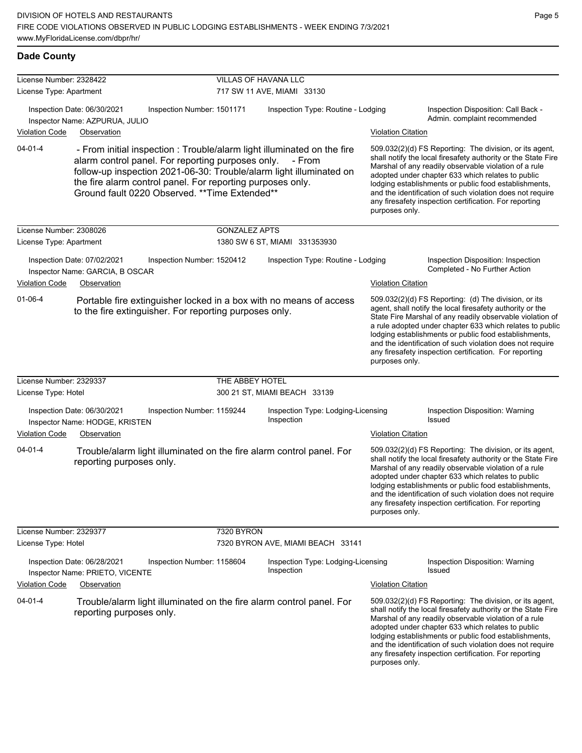## Dade County

**License Number:** 2328422 — **VILLAS OF HAVANA LLC**
**License Type:** Apartment — 717 SW 11 AVE, MIAMI 33130

Inspection Date: 06/30/2021 | Inspection Number: 1501171 | Inspection Type: Routine - Lodging | Inspection Disposition: Call Back - Admin. complaint recommended
Inspector Name: AZPURUA, JULIO

| Violation Code | Observation | Violation Citation |
|---|---|---|
| 04-01-4 | - From initial inspection : Trouble/alarm light illuminated on the fire alarm control panel. For reporting purposes only. - From follow-up inspection 2021-06-30: Trouble/alarm light illuminated on the fire alarm control panel. For reporting purposes only. Ground fault 0220 Observed. **Time Extended** | 509.032(2)(d) FS Reporting: The division, or its agent, shall notify the local firesafety authority or the State Fire Marshal of any readily observable violation of a rule adopted under chapter 633 which relates to public lodging establishments or public food establishments, and the identification of such violation does not require any firesafety inspection certification. For reporting purposes only. |

**License Number:** 2308026 — **GONZALEZ APTS**
**License Type:** Apartment — 1380 SW 6 ST, MIAMI 331353930

Inspection Date: 07/02/2021 | Inspection Number: 1520412 | Inspection Type: Routine - Lodging | Inspection Disposition: Inspection Completed - No Further Action
Inspector Name: GARCIA, B OSCAR

| Violation Code | Observation | Violation Citation |
|---|---|---|
| 01-06-4 | Portable fire extinguisher locked in a box with no means of access to the fire extinguisher. For reporting purposes only. | 509.032(2)(d) FS Reporting: (d) The division, or its agent, shall notify the local firesafety authority or the State Fire Marshal of any readily observable violation of a rule adopted under chapter 633 which relates to public lodging establishments or public food establishments, and the identification of such violation does not require any firesafety inspection certification. For reporting purposes only. |

**License Number:** 2329337 — **THE ABBEY HOTEL**
**License Type:** Hotel — 300 21 ST, MIAMI BEACH 33139

Inspection Date: 06/30/2021 | Inspection Number: 1159244 | Inspection Type: Lodging-Licensing Inspection | Inspection Disposition: Warning Issued
Inspector Name: HODGE, KRISTEN

| Violation Code | Observation | Violation Citation |
|---|---|---|
| 04-01-4 | Trouble/alarm light illuminated on the fire alarm control panel. For reporting purposes only. | 509.032(2)(d) FS Reporting: The division, or its agent, shall notify the local firesafety authority or the State Fire Marshal of any readily observable violation of a rule adopted under chapter 633 which relates to public lodging establishments or public food establishments, and the identification of such violation does not require any firesafety inspection certification. For reporting purposes only. |

**License Number:** 2329377 — **7320 BYRON**
**License Type:** Hotel — 7320 BYRON AVE, MIAMI BEACH 33141

Inspection Date: 06/28/2021 | Inspection Number: 1158604 | Inspection Type: Lodging-Licensing Inspection | Inspection Disposition: Warning Issued
Inspector Name: PRIETO, VICENTE

| Violation Code | Observation | Violation Citation |
|---|---|---|
| 04-01-4 | Trouble/alarm light illuminated on the fire alarm control panel. For reporting purposes only. | 509.032(2)(d) FS Reporting: The division, or its agent, shall notify the local firesafety authority or the State Fire Marshal of any readily observable violation of a rule adopted under chapter 633 which relates to public lodging establishments or public food establishments, and the identification of such violation does not require any firesafety inspection certification. For reporting purposes only. |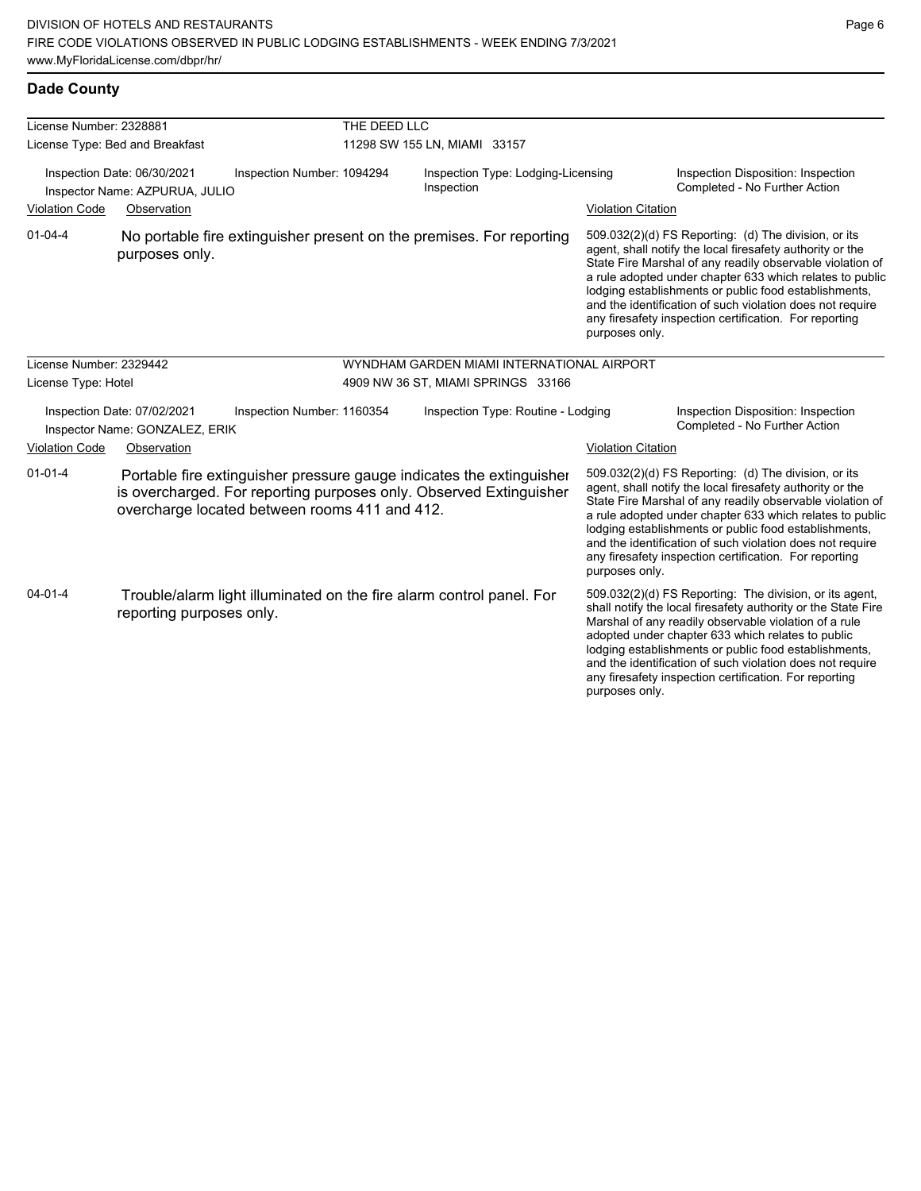## Dade County

**License Number:** 2328881 — **THE DEED LLC**
**License Type:** Bed and Breakfast — 11298 SW 155 LN, MIAMI 33157

Inspection Date: 06/30/2021 | Inspection Number: 1094294 | Inspection Type: Lodging-Licensing Inspection | Inspection Disposition: Inspection Completed - No Further Action
Inspector Name: AZPURUA, JULIO

| Violation Code | Observation | Violation Citation |
| --- | --- | --- |
| 01-04-4 | No portable fire extinguisher present on the premises. For reporting purposes only. | 509.032(2)(d) FS Reporting: (d) The division, or its agent, shall notify the local firesafety authority or the State Fire Marshal of any readily observable violation of a rule adopted under chapter 633 which relates to public lodging establishments or public food establishments, and the identification of such violation does not require any firesafety inspection certification. For reporting purposes only. |

**License Number:** 2329442 — **WYNDHAM GARDEN MIAMI INTERNATIONAL AIRPORT**
**License Type:** Hotel — 4909 NW 36 ST, MIAMI SPRINGS 33166

Inspection Date: 07/02/2021 | Inspection Number: 1160354 | Inspection Type: Routine - Lodging | Inspection Disposition: Inspection Completed - No Further Action
Inspector Name: GONZALEZ, ERIK

| Violation Code | Observation | Violation Citation |
| --- | --- | --- |
| 01-01-4 | Portable fire extinguisher pressure gauge indicates the extinguisher is overcharged. For reporting purposes only. Observed Extinguisher overcharge located between rooms 411 and 412. | 509.032(2)(d) FS Reporting: (d) The division, or its agent, shall notify the local firesafety authority or the State Fire Marshal of any readily observable violation of a rule adopted under chapter 633 which relates to public lodging establishments or public food establishments, and the identification of such violation does not require any firesafety inspection certification. For reporting purposes only. |
| 04-01-4 | Trouble/alarm light illuminated on the fire alarm control panel. For reporting purposes only. | 509.032(2)(d) FS Reporting: The division, or its agent, shall notify the local firesafety authority or the State Fire Marshal of any readily observable violation of a rule adopted under chapter 633 which relates to public lodging establishments or public food establishments, and the identification of such violation does not require any firesafety inspection certification. For reporting purposes only. |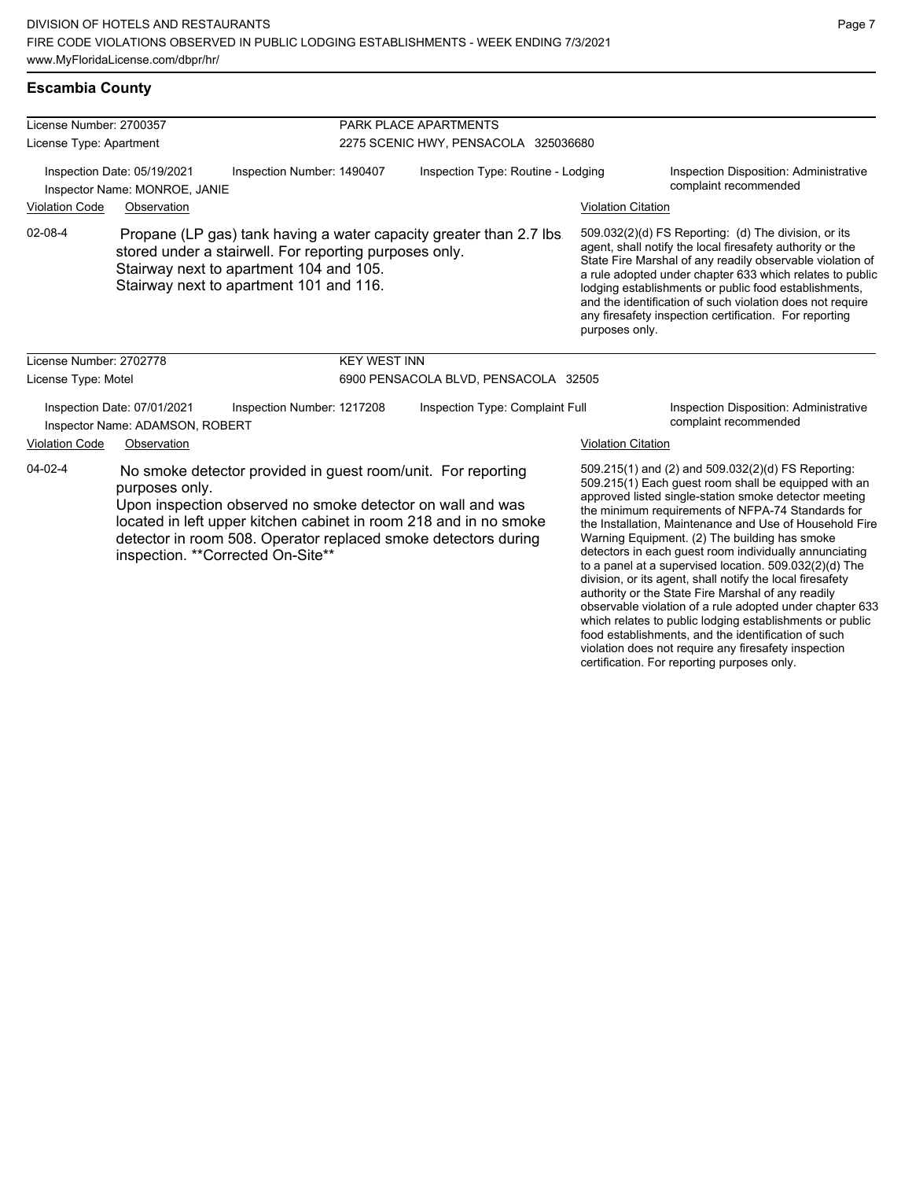## Escambia County

**License Number:** 2700357
**License Type:** Apartment

**PARK PLACE APARTMENTS**
2275 SCENIC HWY, PENSACOLA 325036680

Inspection Date: 05/19/2021
Inspector Name: MONROE, JANIE
Inspection Number: 1490407
Inspection Type: Routine - Lodging
Inspection Disposition: Administrative complaint recommended

| Violation Code | Observation | Violation Citation |
| --- | --- | --- |
| 02-08-4 | Propane (LP gas) tank having a water capacity greater than 2.7 lbs stored under a stairwell. For reporting purposes only. Stairway next to apartment 104 and 105. Stairway next to apartment 101 and 116. | 509.032(2)(d) FS Reporting: (d) The division, or its agent, shall notify the local firesafety authority or the State Fire Marshal of any readily observable violation of a rule adopted under chapter 633 which relates to public lodging establishments or public food establishments, and the identification of such violation does not require any firesafety inspection certification. For reporting purposes only. |

**License Number:** 2702778
**License Type:** Motel

**KEY WEST INN**
6900 PENSACOLA BLVD, PENSACOLA 32505

Inspection Date: 07/01/2021
Inspector Name: ADAMSON, ROBERT
Inspection Number: 1217208
Inspection Type: Complaint Full
Inspection Disposition: Administrative complaint recommended

| Violation Code | Observation | Violation Citation |
| --- | --- | --- |
| 04-02-4 | No smoke detector provided in guest room/unit. For reporting purposes only. Upon inspection observed no smoke detector on wall and was located in left upper kitchen cabinet in room 218 and in no smoke detector in room 508. Operator replaced smoke detectors during inspection. **Corrected On-Site** | 509.215(1) and (2) and 509.032(2)(d) FS Reporting: 509.215(1) Each guest room shall be equipped with an approved listed single-station smoke detector meeting the minimum requirements of NFPA-74 Standards for the Installation, Maintenance and Use of Household Fire Warning Equipment. (2) The building has smoke detectors in each guest room individually annunciating to a panel at a supervised location. 509.032(2)(d) The division, or its agent, shall notify the local firesafety authority or the State Fire Marshal of any readily observable violation of a rule adopted under chapter 633 which relates to public lodging establishments or public food establishments, and the identification of such violation does not require any firesafety inspection certification. For reporting purposes only. |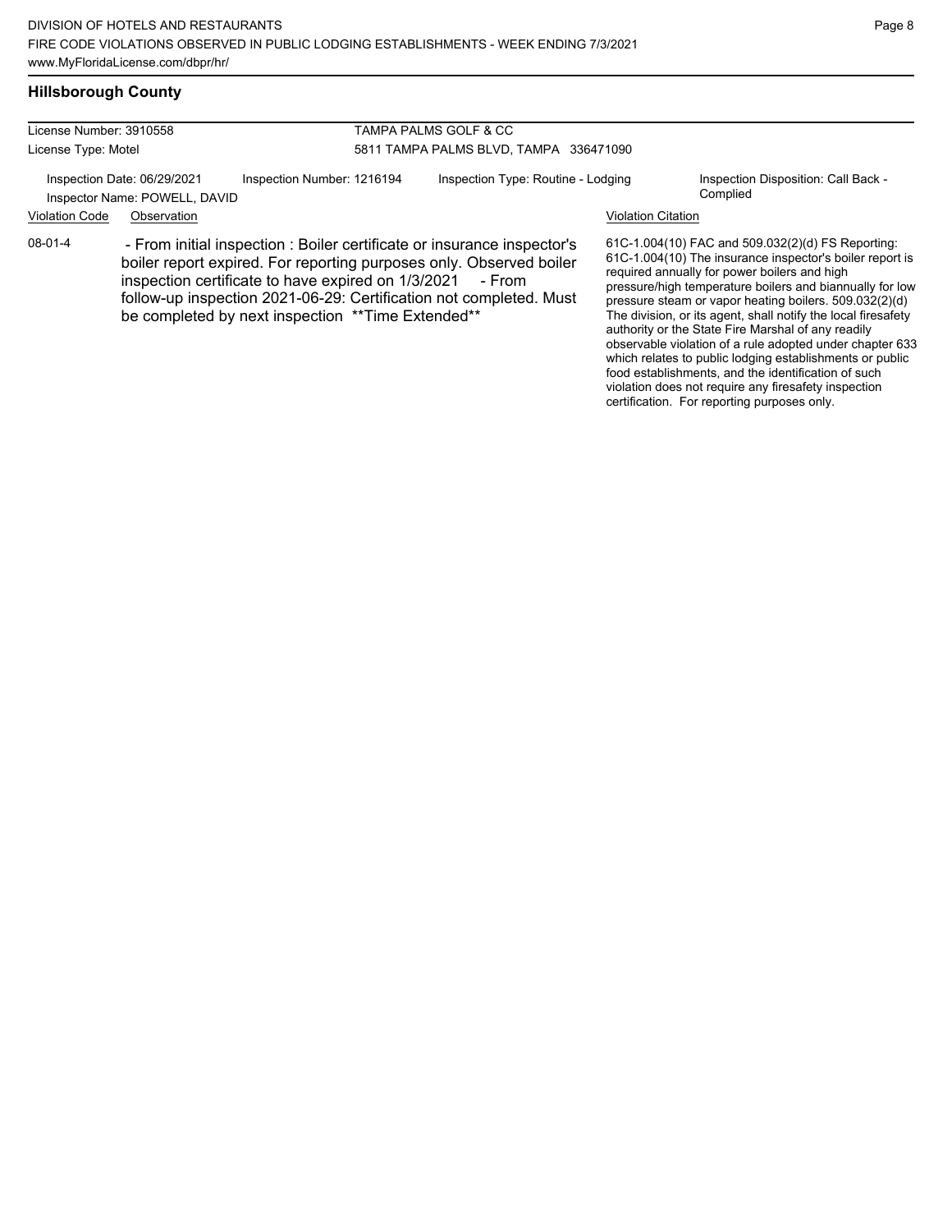## Hillsborough County

License Number: 3910558
License Type: Motel

TAMPA PALMS GOLF & CC
5811 TAMPA PALMS BLVD, TAMPA 336471090

Inspection Date: 06/29/2021
Inspector Name: POWELL, DAVID

Inspection Number: 1216194

Inspection Type: Routine - Lodging

Inspection Disposition: Call Back - Complied

| Violation Code | Observation | Violation Citation |
| --- | --- | --- |
| 08-01-4 | - From initial inspection : Boiler certificate or insurance inspector's boiler report expired. For reporting purposes only. Observed boiler inspection certificate to have expired on 1/3/2021 - From follow-up inspection 2021-06-29: Certification not completed. Must be completed by next inspection **Time Extended** | 61C-1.004(10) FAC and 509.032(2)(d) FS Reporting: 61C-1.004(10) The insurance inspector's boiler report is required annually for power boilers and high pressure/high temperature boilers and biannually for low pressure steam or vapor heating boilers. 509.032(2)(d) The division, or its agent, shall notify the local firesafety authority or the State Fire Marshal of any readily observable violation of a rule adopted under chapter 633 which relates to public lodging establishments or public food establishments, and the identification of such violation does not require any firesafety inspection certification. For reporting purposes only. |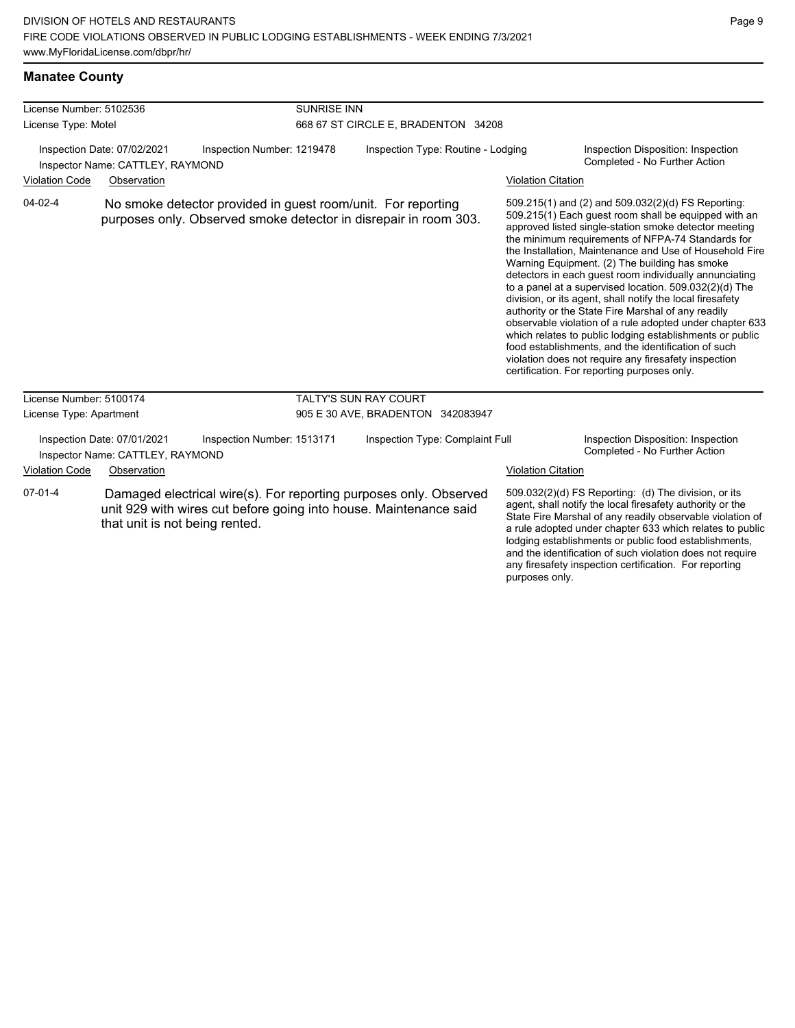## Manatee County

**License Number:** 5102536
**License Type:** Motel

**SUNRISE INN**
668 67 ST CIRCLE E, BRADENTON 34208

Inspection Date: 07/02/2021
Inspector Name: CATTLEY, RAYMOND
Inspection Number: 1219478
Inspection Type: Routine - Lodging
Inspection Disposition: Inspection Completed - No Further Action

| Violation Code | Observation | Violation Citation |
| --- | --- | --- |
| 04-02-4 | No smoke detector provided in guest room/unit. For reporting purposes only. Observed smoke detector in disrepair in room 303. | 509.215(1) and (2) and 509.032(2)(d) FS Reporting: 509.215(1) Each guest room shall be equipped with an approved listed single-station smoke detector meeting the minimum requirements of NFPA-74 Standards for the Installation, Maintenance and Use of Household Fire Warning Equipment. (2) The building has smoke detectors in each guest room individually annunciating to a panel at a supervised location. 509.032(2)(d) The division, or its agent, shall notify the local firesafety authority or the State Fire Marshal of any readily observable violation of a rule adopted under chapter 633 which relates to public lodging establishments or public food establishments, and the identification of such violation does not require any firesafety inspection certification. For reporting purposes only. |

**License Number:** 5100174
**License Type:** Apartment

**TALTY'S SUN RAY COURT**
905 E 30 AVE, BRADENTON 342083947

Inspection Date: 07/01/2021
Inspector Name: CATTLEY, RAYMOND
Inspection Number: 1513171
Inspection Type: Complaint Full
Inspection Disposition: Inspection Completed - No Further Action

| Violation Code | Observation | Violation Citation |
| --- | --- | --- |
| 07-01-4 | Damaged electrical wire(s). For reporting purposes only. Observed unit 929 with wires cut before going into house. Maintenance said that unit is not being rented. | 509.032(2)(d) FS Reporting: (d) The division, or its agent, shall notify the local firesafety authority or the State Fire Marshal of any readily observable violation of a rule adopted under chapter 633 which relates to public lodging establishments or public food establishments, and the identification of such violation does not require any firesafety inspection certification. For reporting purposes only. |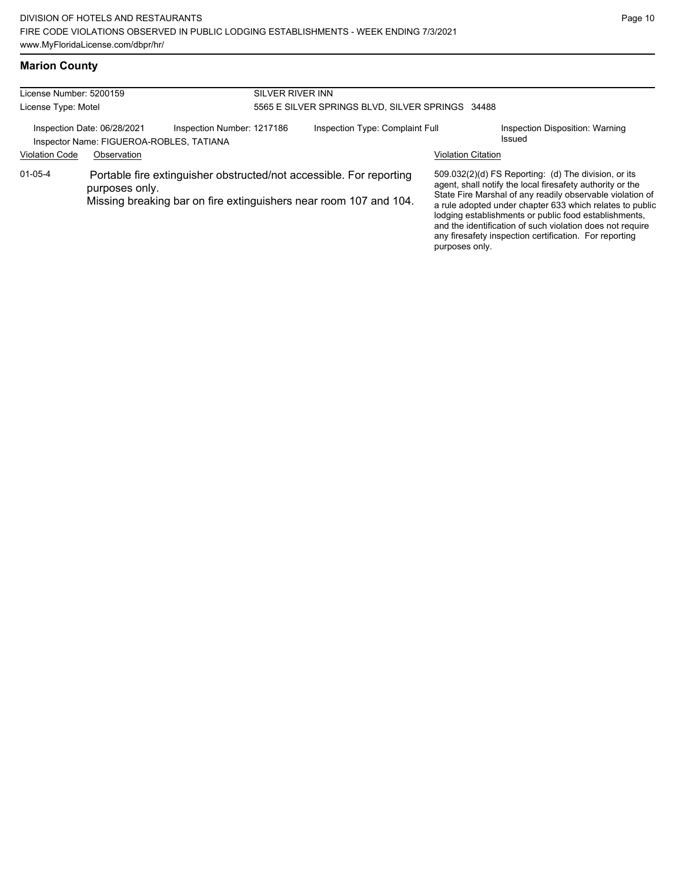## Marion County

| License Number: 5200159 | SILVER RIVER INN |
|---|---|
| License Type: Motel | 5565 E SILVER SPRINGS BLVD, SILVER SPRINGS 34488 |

Inspection Date: 06/28/2021 | Inspection Number: 1217186 | Inspection Type: Complaint Full | Inspection Disposition: Warning Issued

Inspector Name: FIGUEROA-ROBLES, TATIANA

| Violation Code | Observation | Violation Citation |
|---|---|---|
| 01-05-4 | Portable fire extinguisher obstructed/not accessible. For reporting purposes only. Missing breaking bar on fire extinguishers near room 107 and 104. | 509.032(2)(d) FS Reporting: (d) The division, or its agent, shall notify the local firesafety authority or the State Fire Marshal of any readily observable violation of a rule adopted under chapter 633 which relates to public lodging establishments or public food establishments, and the identification of such violation does not require any firesafety inspection certification. For reporting purposes only. |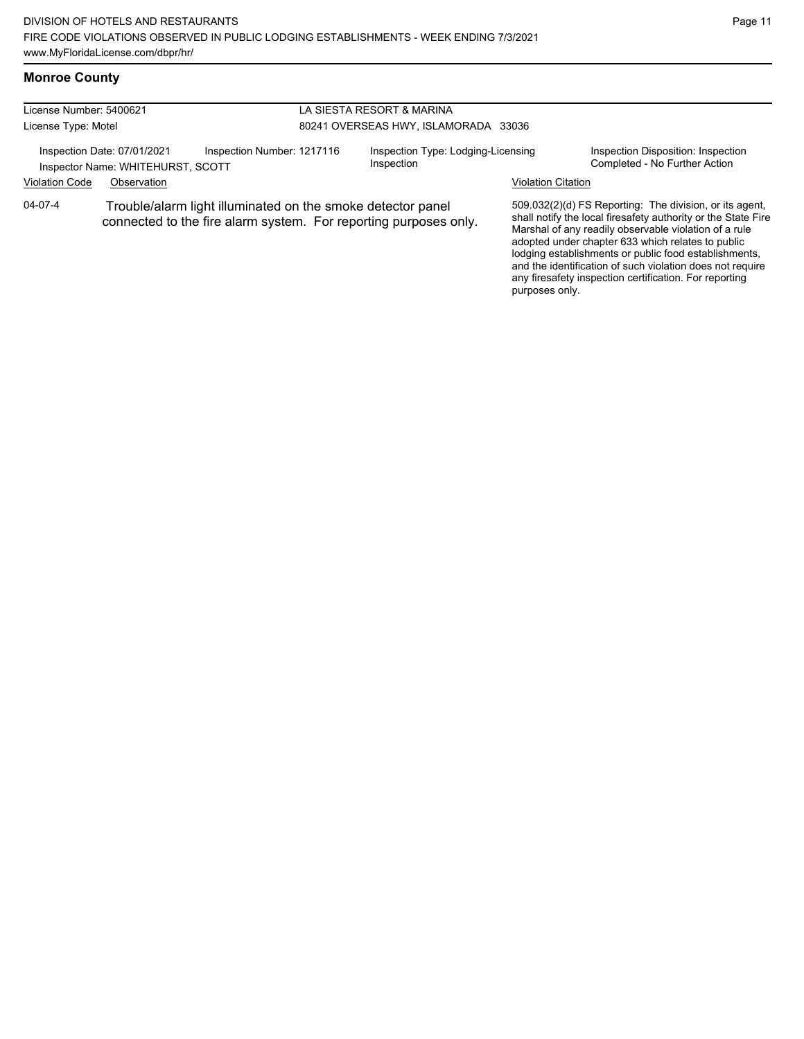## Monroe County

| License Number: 5400621 | LA SIESTA RESORT & MARINA |
|---|---|
| License Type: Motel | 80241 OVERSEAS HWY, ISLAMORADA 33036 |

| Inspection Date: 07/01/2021 | Inspection Number: 1217116 | Inspection Type: Lodging-Licensing Inspection | Inspection Disposition: Inspection Completed - No Further Action |
|---|---|---|---|
| Inspector Name: WHITEHURST, SCOTT | | | |

| Violation Code | Observation | Violation Citation |
|---|---|---|
| 04-07-4 | Trouble/alarm light illuminated on the smoke detector panel connected to the fire alarm system. For reporting purposes only. | 509.032(2)(d) FS Reporting: The division, or its agent, shall notify the local firesafety authority or the State Fire Marshal of any readily observable violation of a rule adopted under chapter 633 which relates to public lodging establishments or public food establishments, and the identification of such violation does not require any firesafety inspection certification. For reporting purposes only. |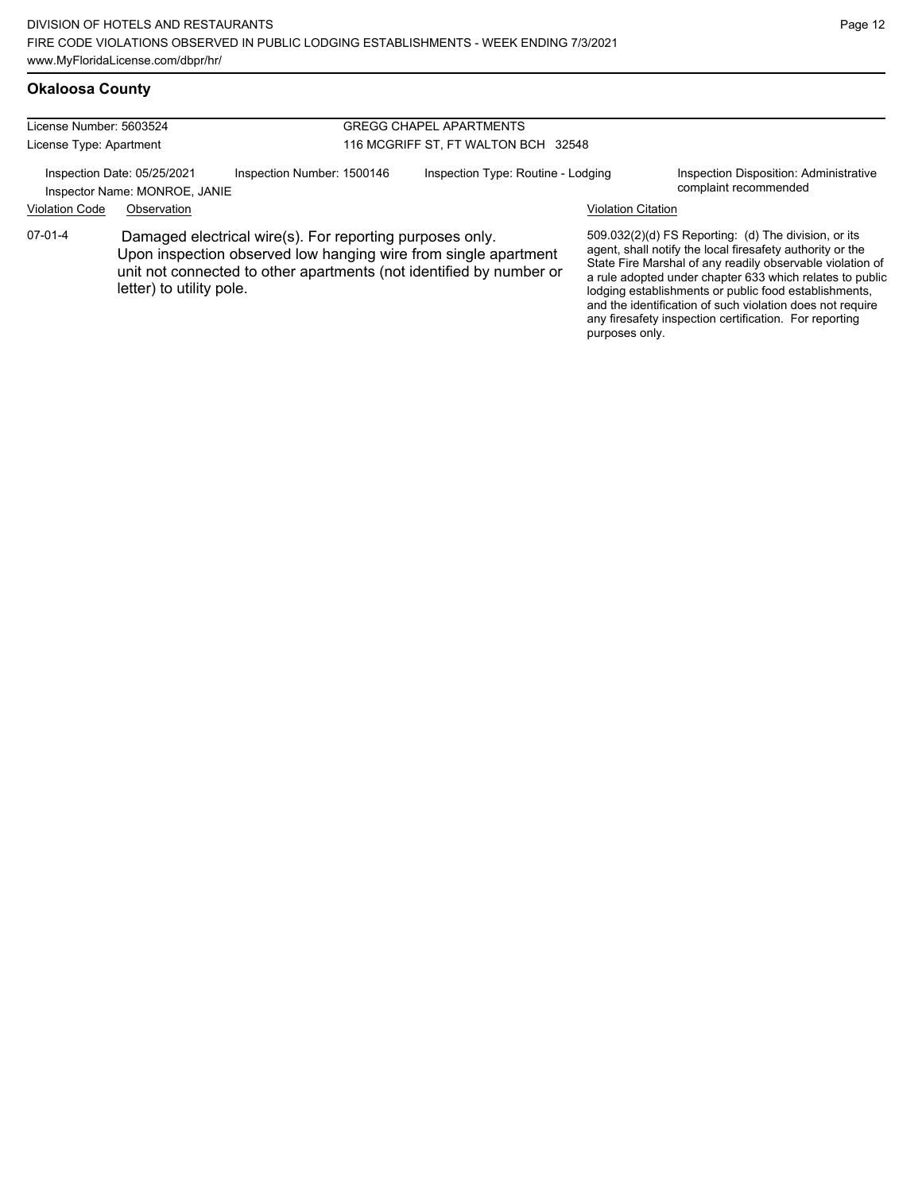## Okaloosa County

License Number: 5603524
License Type: Apartment

GREGG CHAPEL APARTMENTS
116 MCGRIFF ST, FT WALTON BCH 32548

Inspection Date: 05/25/2021
Inspector Name: MONROE, JANIE
Inspection Number: 1500146
Inspection Type: Routine - Lodging
Inspection Disposition: Administrative complaint recommended

| Violation Code | Observation | Violation Citation |
| --- | --- | --- |
| 07-01-4 | Damaged electrical wire(s). For reporting purposes only. Upon inspection observed low hanging wire from single apartment unit not connected to other apartments (not identified by number or letter) to utility pole. | 509.032(2)(d) FS Reporting: (d) The division, or its agent, shall notify the local firesafety authority or the State Fire Marshal of any readily observable violation of a rule adopted under chapter 633 which relates to public lodging establishments or public food establishments, and the identification of such violation does not require any firesafety inspection certification. For reporting purposes only. |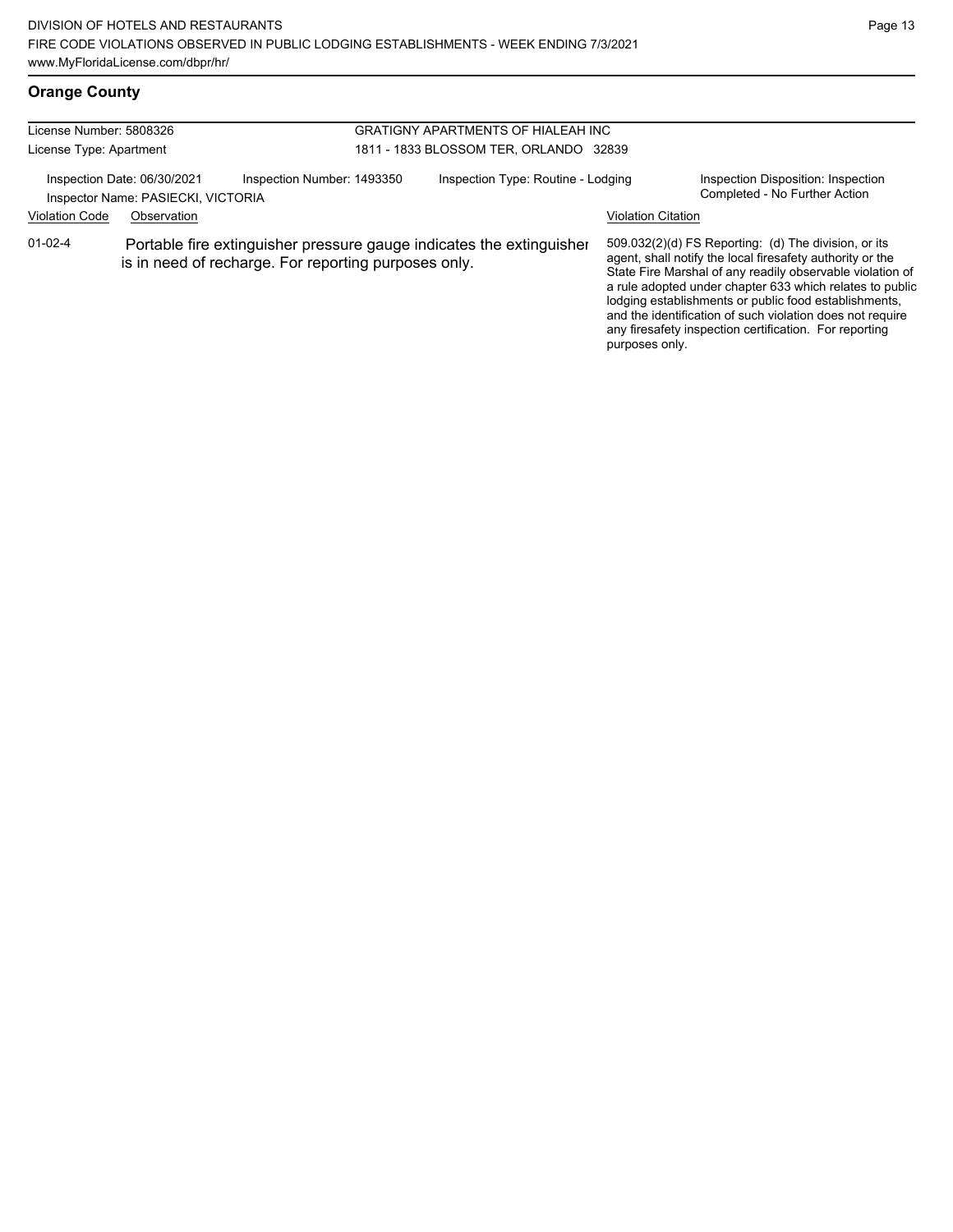## Orange County

License Number: 5808326
License Type: Apartment

GRATIGNY APARTMENTS OF HIALEAH INC
1811 - 1833 BLOSSOM TER, ORLANDO 32839

Inspection Date: 06/30/2021
Inspector Name: PASIECKI, VICTORIA

Inspection Number: 1493350

Inspection Type: Routine - Lodging

Inspection Disposition: Inspection Completed - No Further Action

| Violation Code | Observation | Violation Citation |
| --- | --- | --- |
| 01-02-4 | Portable fire extinguisher pressure gauge indicates the extinguisher is in need of recharge. For reporting purposes only. | 509.032(2)(d) FS Reporting: (d) The division, or its agent, shall notify the local firesafety authority or the State Fire Marshal of any readily observable violation of a rule adopted under chapter 633 which relates to public lodging establishments or public food establishments, and the identification of such violation does not require any firesafety inspection certification. For reporting purposes only. |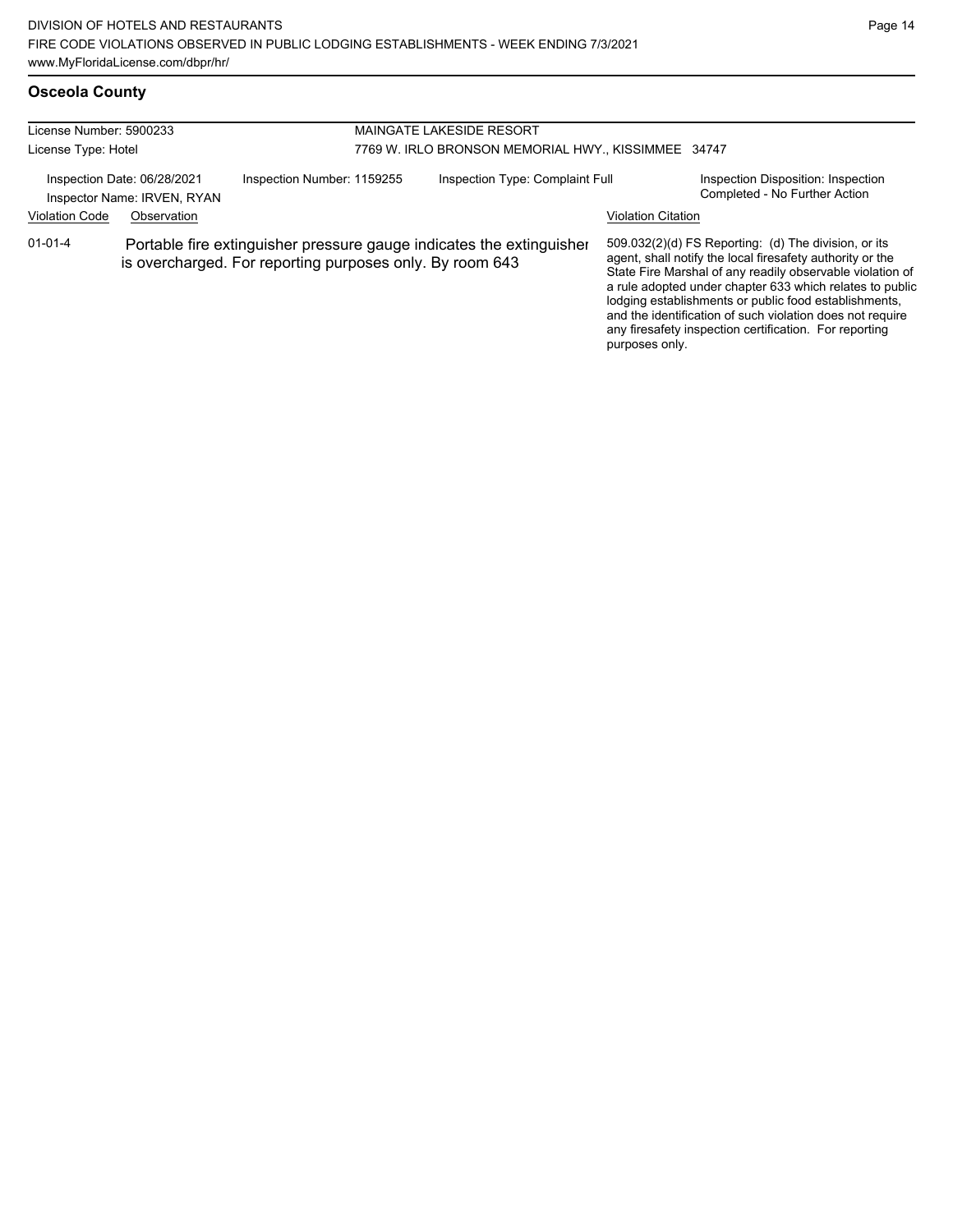## Osceola County

| License Number: 5900233 | | MAINGATE LAKESIDE RESORT | |
|---|---|---|---|
| License Type: Hotel | | 7769 W. IRLO BRONSON MEMORIAL HWY., KISSIMMEE 34747 | |
| Inspection Date: 06/28/2021<br>Inspector Name: IRVEN, RYAN | Inspection Number: 1159255 | Inspection Type: Complaint Full | Inspection Disposition: Inspection Completed - No Further Action |

| Violation Code | Observation | Violation Citation |
|---|---|---|
| 01-01-4 | Portable fire extinguisher pressure gauge indicates the extinguisher is overcharged. For reporting purposes only. By room 643 | 509.032(2)(d) FS Reporting: (d) The division, or its agent, shall notify the local firesafety authority or the State Fire Marshal of any readily observable violation of a rule adopted under chapter 633 which relates to public lodging establishments or public food establishments, and the identification of such violation does not require any firesafety inspection certification. For reporting purposes only. |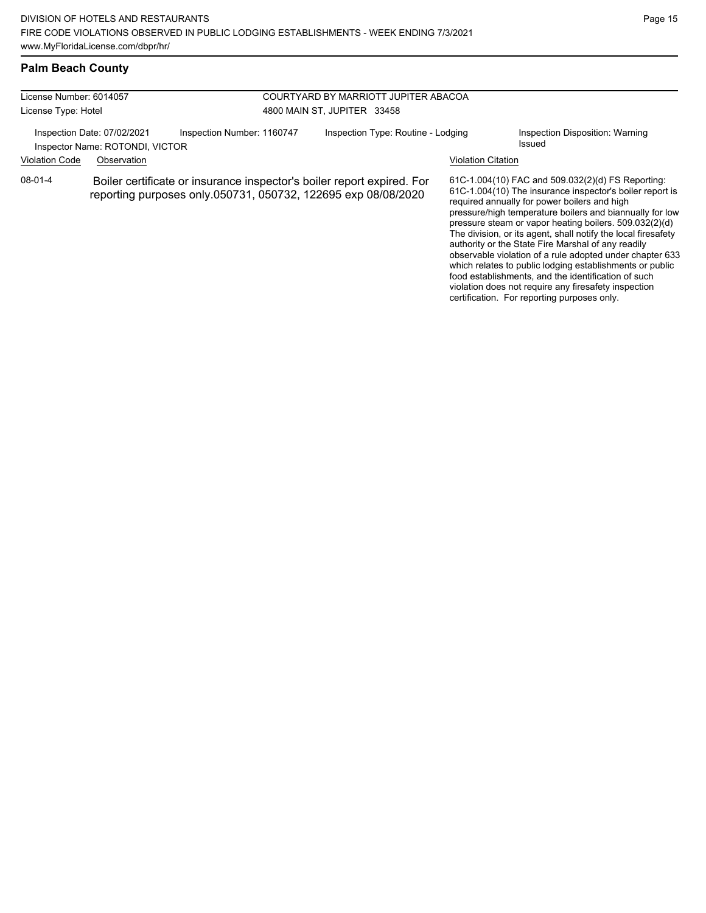## Palm Beach County

License Number: 6014057
License Type: Hotel

COURTYARD BY MARRIOTT JUPITER ABACOA
4800 MAIN ST, JUPITER 33458

Inspection Date: 07/02/2021
Inspector Name: ROTONDI, VICTOR
Inspection Number: 1160747
Inspection Type: Routine - Lodging
Inspection Disposition: Warning Issued

| Violation Code | Observation | Violation Citation |
|---|---|---|
| 08-01-4 | Boiler certificate or insurance inspector's boiler report expired. For reporting purposes only.050731, 050732, 122695 exp 08/08/2020 | 61C-1.004(10) FAC and 509.032(2)(d) FS Reporting: 61C-1.004(10) The insurance inspector's boiler report is required annually for power boilers and high pressure/high temperature boilers and biannually for low pressure steam or vapor heating boilers. 509.032(2)(d) The division, or its agent, shall notify the local firesafety authority or the State Fire Marshal of any readily observable violation of a rule adopted under chapter 633 which relates to public lodging establishments or public food establishments, and the identification of such violation does not require any firesafety inspection certification. For reporting purposes only. |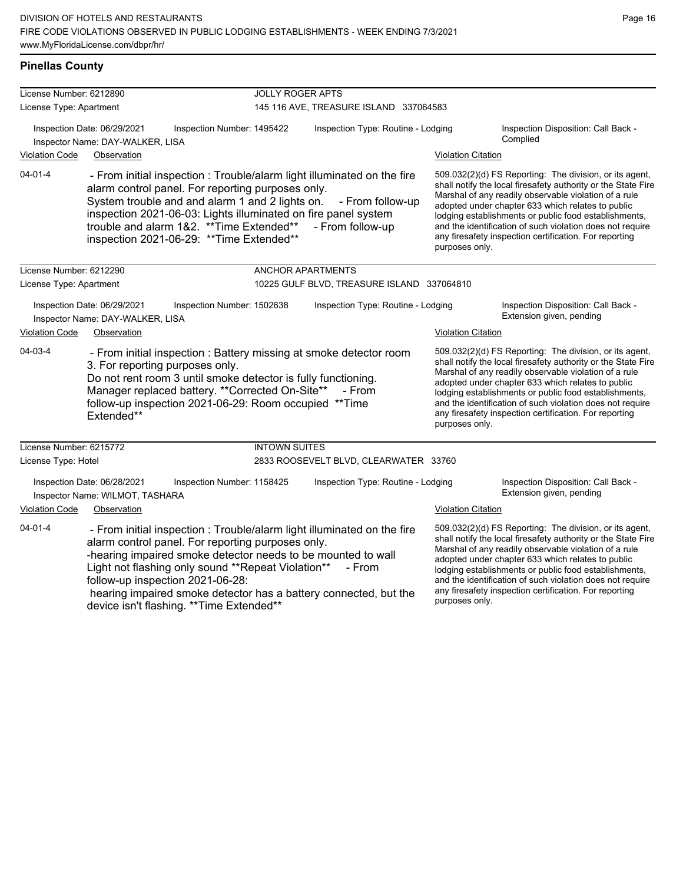## Pinellas County

| License Number: 6212890 | JOLLY ROGER APTS | | |
|---|---|---|---|
| License Type: Apartment | 145 116 AVE, TREASURE ISLAND 337064583 | | |
| Inspection Date: 06/29/2021 | Inspection Number: 1495422 | Inspection Type: Routine - Lodging | Inspection Disposition: Call Back - Complied |
| Inspector Name: DAY-WALKER, LISA | | | |

| Violation Code | Observation | Violation Citation |
|---|---|---|
| 04-01-4 | - From initial inspection : Trouble/alarm light illuminated on the fire alarm control panel. For reporting purposes only. System trouble and and alarm 1 and 2 lights on. - From follow-up inspection 2021-06-03: Lights illuminated on fire panel system trouble and alarm 1&2. **Time Extended** - From follow-up inspection 2021-06-29: **Time Extended** | 509.032(2)(d) FS Reporting: The division, or its agent, shall notify the local firesafety authority or the State Fire Marshal of any readily observable violation of a rule adopted under chapter 633 which relates to public lodging establishments or public food establishments, and the identification of such violation does not require any firesafety inspection certification. For reporting purposes only. |

| License Number: 6212290 | ANCHOR APARTMENTS | | |
|---|---|---|---|
| License Type: Apartment | 10225 GULF BLVD, TREASURE ISLAND 337064810 | | |
| Inspection Date: 06/29/2021 | Inspection Number: 1502638 | Inspection Type: Routine - Lodging | Inspection Disposition: Call Back - Extension given, pending |
| Inspector Name: DAY-WALKER, LISA | | | |

| Violation Code | Observation | Violation Citation |
|---|---|---|
| 04-03-4 | - From initial inspection : Battery missing at smoke detector room 3. For reporting purposes only. Do not rent room 3 until smoke detector is fully functioning. Manager replaced battery. **Corrected On-Site** - From follow-up inspection 2021-06-29: Room occupied **Time Extended** | 509.032(2)(d) FS Reporting: The division, or its agent, shall notify the local firesafety authority or the State Fire Marshal of any readily observable violation of a rule adopted under chapter 633 which relates to public lodging establishments or public food establishments, and the identification of such violation does not require any firesafety inspection certification. For reporting purposes only. |

| License Number: 6215772 | INTOWN SUITES | | |
|---|---|---|---|
| License Type: Hotel | 2833 ROOSEVELT BLVD, CLEARWATER 33760 | | |
| Inspection Date: 06/28/2021 | Inspection Number: 1158425 | Inspection Type: Routine - Lodging | Inspection Disposition: Call Back - Extension given, pending |
| Inspector Name: WILMOT, TASHARA | | | |

| Violation Code | Observation | Violation Citation |
|---|---|---|
| 04-01-4 | - From initial inspection : Trouble/alarm light illuminated on the fire alarm control panel. For reporting purposes only. -hearing impaired smoke detector needs to be mounted to wall Light not flashing only sound **Repeat Violation** - From follow-up inspection 2021-06-28: hearing impaired smoke detector has a battery connected, but the device isn't flashing. **Time Extended** | 509.032(2)(d) FS Reporting: The division, or its agent, shall notify the local firesafety authority or the State Fire Marshal of any readily observable violation of a rule adopted under chapter 633 which relates to public lodging establishments or public food establishments, and the identification of such violation does not require any firesafety inspection certification. For reporting purposes only. |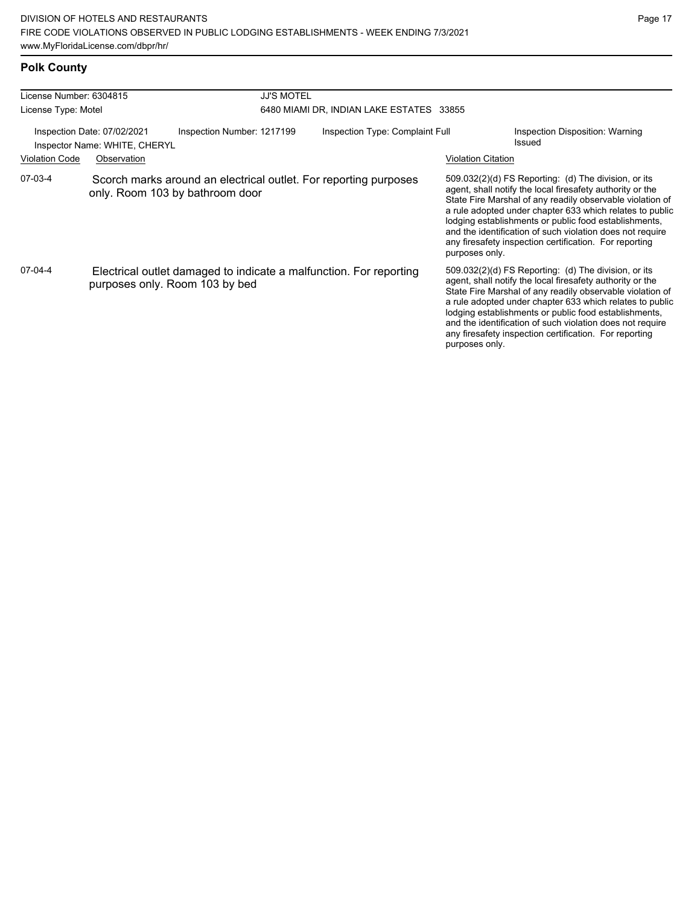## Polk County

| License Number: 6304815 | JJ'S MOTEL |
|---|---|
| License Type: Motel | 6480 MIAMI DR, INDIAN LAKE ESTATES 33855 |

Inspection Date: 07/02/2021 | Inspection Number: 1217199 | Inspection Type: Complaint Full | Inspection Disposition: Warning Issued

Inspector Name: WHITE, CHERYL

| Violation Code | Observation | Violation Citation |
|---|---|---|
| 07-03-4 | Scorch marks around an electrical outlet. For reporting purposes only. Room 103 by bathroom door | 509.032(2)(d) FS Reporting: (d) The division, or its agent, shall notify the local firesafety authority or the State Fire Marshal of any readily observable violation of a rule adopted under chapter 633 which relates to public lodging establishments or public food establishments, and the identification of such violation does not require any firesafety inspection certification. For reporting purposes only. |
| 07-04-4 | Electrical outlet damaged to indicate a malfunction. For reporting purposes only. Room 103 by bed | 509.032(2)(d) FS Reporting: (d) The division, or its agent, shall notify the local firesafety authority or the State Fire Marshal of any readily observable violation of a rule adopted under chapter 633 which relates to public lodging establishments or public food establishments, and the identification of such violation does not require any firesafety inspection certification. For reporting purposes only. |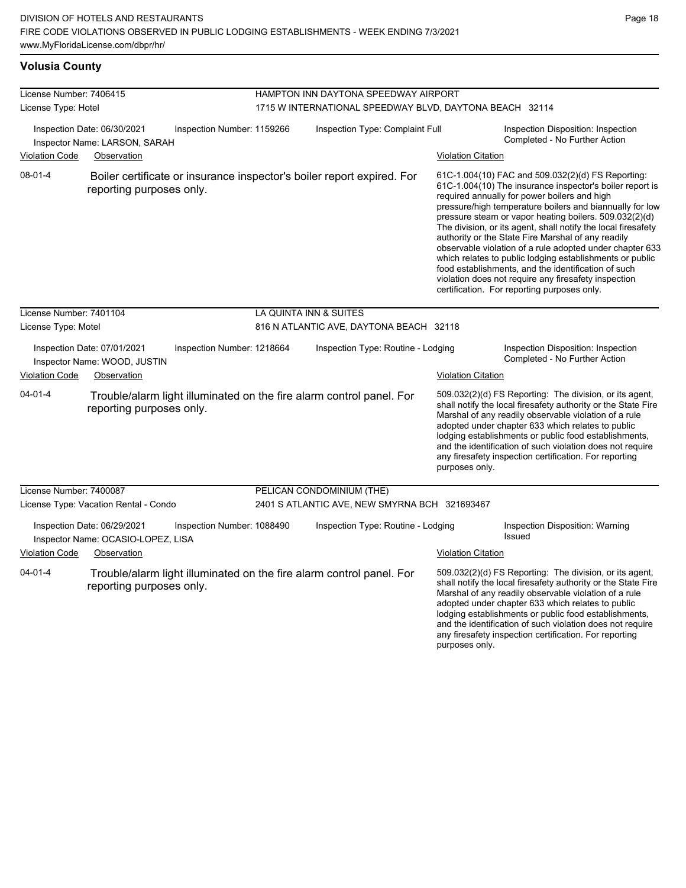## Volusia County

| | | | |
|---|---|---|---|
| License Number: 7406415 | | HAMPTON INN DAYTONA SPEEDWAY AIRPORT | |
| License Type: Hotel | | 1715 W INTERNATIONAL SPEEDWAY BLVD, DAYTONA BEACH 32114 | |
| Inspection Date: 06/30/2021<br>Inspector Name: LARSON, SARAH | Inspection Number: 1159266 | Inspection Type: Complaint Full | Inspection Disposition: Inspection Completed - No Further Action |
| **Violation Code** | **Observation** | | **Violation Citation** |
| 08-01-4 | Boiler certificate or insurance inspector's boiler report expired. For reporting purposes only. | | 61C-1.004(10) FAC and 509.032(2)(d) FS Reporting: 61C-1.004(10) The insurance inspector's boiler report is required annually for power boilers and high pressure/high temperature boilers and biannually for low pressure steam or vapor heating boilers. 509.032(2)(d) The division, or its agent, shall notify the local firesafety authority or the State Fire Marshal of any readily observable violation of a rule adopted under chapter 633 which relates to public lodging establishments or public food establishments, and the identification of such violation does not require any firesafety inspection certification. For reporting purposes only. |

| | | | |
|---|---|---|---|
| License Number: 7401104 | | LA QUINTA INN & SUITES | |
| License Type: Motel | | 816 N ATLANTIC AVE, DAYTONA BEACH 32118 | |
| Inspection Date: 07/01/2021<br>Inspector Name: WOOD, JUSTIN | Inspection Number: 1218664 | Inspection Type: Routine - Lodging | Inspection Disposition: Inspection Completed - No Further Action |
| **Violation Code** | **Observation** | | **Violation Citation** |
| 04-01-4 | Trouble/alarm light illuminated on the fire alarm control panel. For reporting purposes only. | | 509.032(2)(d) FS Reporting: The division, or its agent, shall notify the local firesafety authority or the State Fire Marshal of any readily observable violation of a rule adopted under chapter 633 which relates to public lodging establishments or public food establishments, and the identification of such violation does not require any firesafety inspection certification. For reporting purposes only. |

| | | | |
|---|---|---|---|
| License Number: 7400087 | | PELICAN CONDOMINIUM (THE) | |
| License Type: Vacation Rental - Condo | | 2401 S ATLANTIC AVE, NEW SMYRNA BCH 321693467 | |
| Inspection Date: 06/29/2021<br>Inspector Name: OCASIO-LOPEZ, LISA | Inspection Number: 1088490 | Inspection Type: Routine - Lodging | Inspection Disposition: Warning Issued |
| **Violation Code** | **Observation** | | **Violation Citation** |
| 04-01-4 | Trouble/alarm light illuminated on the fire alarm control panel. For reporting purposes only. | | 509.032(2)(d) FS Reporting: The division, or its agent, shall notify the local firesafety authority or the State Fire Marshal of any readily observable violation of a rule adopted under chapter 633 which relates to public lodging establishments or public food establishments, and the identification of such violation does not require any firesafety inspection certification. For reporting purposes only. |